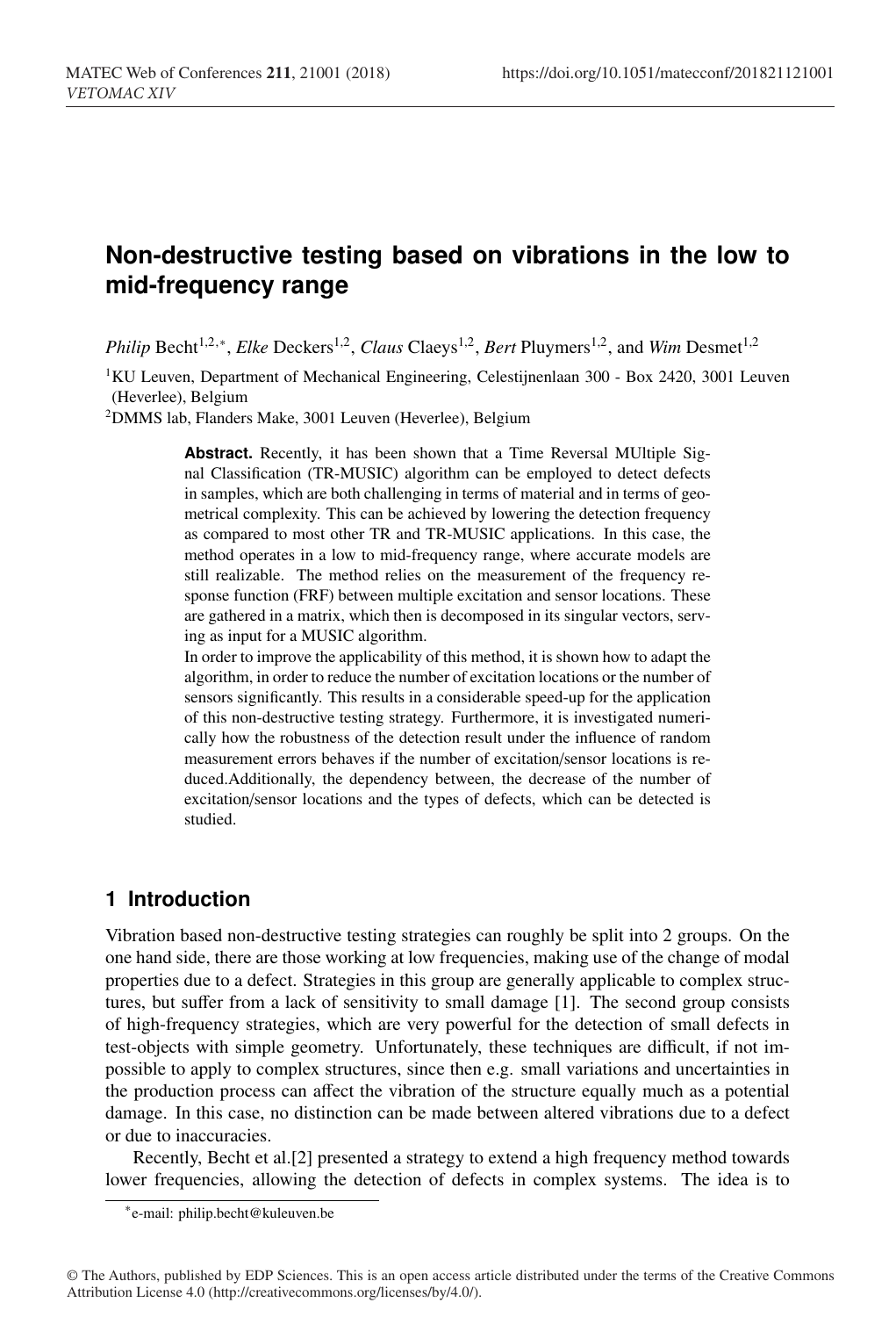# Non-destructive testing based on vibrations in the low to mid-frequency range

*Philip* Becht[1,2,*], *Elke* Deckers[1,2], *Claus* Claeys[1,2], *Bert* Pluymers[1,2], and *Wim* Desmet[1,2]

[1]KU Leuven, Department of Mechanical Engineering, Celestijnenlaan 300 - Box 2420, 3001 Leuven (Heverlee), Belgium

[2]DMMS lab, Flanders Make, 3001 Leuven (Heverlee), Belgium

**Abstract.** Recently, it has been shown that a Time Reversal MUltiple Signal Classification (TR-MUSIC) algorithm can be employed to detect defects in samples, which are both challenging in terms of material and in terms of geometrical complexity. This can be achieved by lowering the detection frequency as compared to most other TR and TR-MUSIC applications. In this case, the method operates in a low to mid-frequency range, where accurate models are still realizable. The method relies on the measurement of the frequency response function (FRF) between multiple excitation and sensor locations. These are gathered in a matrix, which then is decomposed in its singular vectors, serving as input for a MUSIC algorithm.

In order to improve the applicability of this method, it is shown how to adapt the algorithm, in order to reduce the number of excitation locations or the number of sensors significantly. This results in a considerable speed-up for the application of this non-destructive testing strategy. Furthermore, it is investigated numerically how the robustness of the detection result under the influence of random measurement errors behaves if the number of excitation/sensor locations is reduced.Additionally, the dependency between, the decrease of the number of excitation/sensor locations and the types of defects, which can be detected is studied.

## 1 Introduction

Vibration based non-destructive testing strategies can roughly be split into 2 groups. On the one hand side, there are those working at low frequencies, making use of the change of modal properties due to a defect. Strategies in this group are generally applicable to complex structures, but suffer from a lack of sensitivity to small damage [1]. The second group consists of high-frequency strategies, which are very powerful for the detection of small defects in test-objects with simple geometry. Unfortunately, these techniques are difficult, if not impossible to apply to complex structures, since then e.g. small variations and uncertainties in the production process can affect the vibration of the structure equally much as a potential damage. In this case, no distinction can be made between altered vibrations due to a defect or due to inaccuracies.

Recently, Becht et al.[2] presented a strategy to extend a high frequency method towards lower frequencies, allowing the detection of defects in complex systems. The idea is to

*e-mail: philip.becht@kuleuven.be

© The Authors, published by EDP Sciences. This is an open access article distributed under the terms of the Creative Commons Attribution License 4.0 (http://creativecommons.org/licenses/by/4.0/).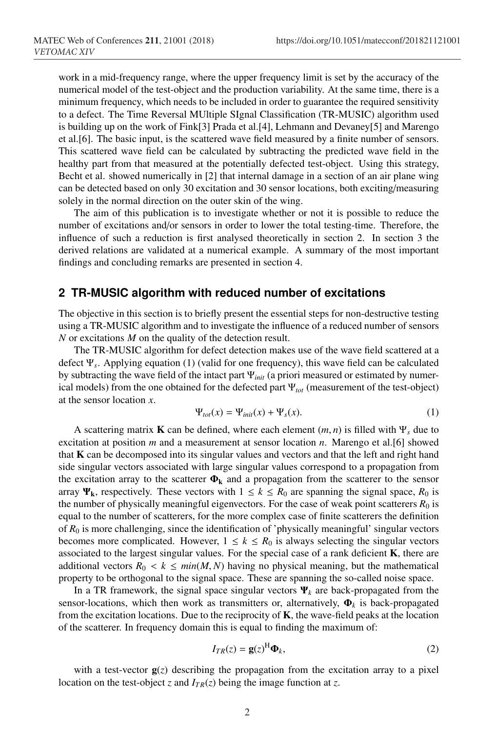work in a mid-frequency range, where the upper frequency limit is set by the accuracy of the numerical model of the test-object and the production variability. At the same time, there is a minimum frequency, which needs to be included in order to guarantee the required sensitivity to a defect. The Time Reversal MUltiple SIgnal Classification (TR-MUSIC) algorithm used is building up on the work of Fink[3] Prada et al.[4], Lehmann and Devaney[5] and Marengo et al.[6]. The basic input, is the scattered wave field measured by a finite number of sensors. This scattered wave field can be calculated by subtracting the predicted wave field in the healthy part from that measured at the potentially defected test-object. Using this strategy, Becht et al. showed numerically in [2] that internal damage in a section of an air plane wing can be detected based on only 30 excitation and 30 sensor locations, both exciting/measuring solely in the normal direction on the outer skin of the wing.

The aim of this publication is to investigate whether or not it is possible to reduce the number of excitations and/or sensors in order to lower the total testing-time. Therefore, the influence of such a reduction is first analysed theoretically in section 2. In section 3 the derived relations are validated at a numerical example. A summary of the most important findings and concluding remarks are presented in section 4.

## 2 TR-MUSIC algorithm with reduced number of excitations

The objective in this section is to briefly present the essential steps for non-destructive testing using a TR-MUSIC algorithm and to investigate the influence of a reduced number of sensors $N$ or excitations $M$ on the quality of the detection result.

The TR-MUSIC algorithm for defect detection makes use of the wave field scattered at a defect $\Psi_s$. Applying equation (1) (valid for one frequency), this wave field can be calculated by subtracting the wave field of the intact part $\Psi_{init}$ (a priori measured or estimated by numerical models) from the one obtained for the defected part $\Psi_{tot}$ (measurement of the test-object) at the sensor location $x$.

$$\Psi_{tot}(x) = \Psi_{init}(x) + \Psi_s(x). \tag{1}$$

A scattering matrix $\mathbf{K}$ can be defined, where each element $(m, n)$ is filled with $\Psi_s$ due to excitation at position $m$ and a measurement at sensor location $n$. Marengo et al.[6] showed that $\mathbf{K}$ can be decomposed into its singular values and vectors and that the left and right hand side singular vectors associated with large singular values correspond to a propagation from the excitation array to the scatterer $\mathbf{\Phi_k}$ and a propagation from the scatterer to the sensor array $\mathbf{\Psi_k}$, respectively. These vectors with $1 \leq k \leq R_0$ are spanning the signal space, $R_0$ is the number of physically meaningful eigenvectors. For the case of weak point scatterers $R_0$ is equal to the number of scatterers, for the more complex case of finite scatterers the definition of $R_0$ is more challenging, since the identification of 'physically meaningful' singular vectors becomes more complicated. However, $1 \leq k \leq R_0$ is always selecting the singular vectors associated to the largest singular values. For the special case of a rank deficient $\mathbf{K}$, there are additional vectors $R_0 < k \leq min(M, N)$ having no physical meaning, but the mathematical property to be orthogonal to the signal space. These are spanning the so-called noise space.

In a TR framework, the signal space singular vectors $\mathbf{\Psi}_k$ are back-propagated from the sensor-locations, which then work as transmitters or, alternatively, $\mathbf{\Phi}_k$ is back-propagated from the excitation locations. Due to the reciprocity of $\mathbf{K}$, the wave-field peaks at the location of the scatterer. In frequency domain this is equal to finding the maximum of:

$$I_{TR}(z) = \mathbf{g}(z)^{\mathrm{H}}\mathbf{\Phi}_k, \tag{2}$$

with a test-vector $\mathbf{g}(z)$ describing the propagation from the excitation array to a pixel location on the test-object $z$ and $I_{TR}(z)$ being the image function at $z$.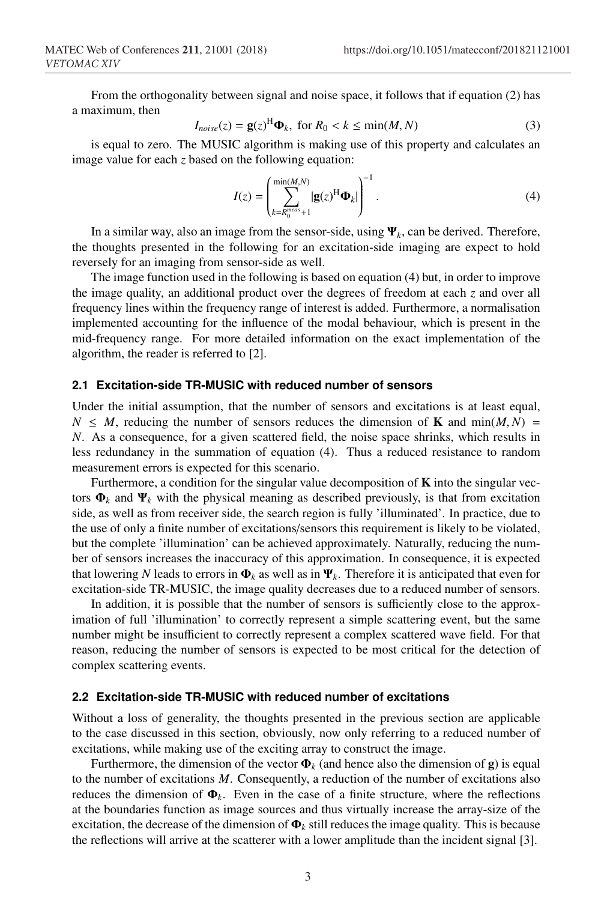From the orthogonality between signal and noise space, it follows that if equation (2) has a maximum, then

$$I_{noise}(z) = \mathbf{g}(z)^{\mathrm{H}}\mathbf{\Phi}_k, \text{ for } R_0 < k \leq \min(M, N) \tag{3}$$

is equal to zero. The MUSIC algorithm is making use of this property and calculates an image value for each $z$ based on the following equation:

$$I(z) = \left( \sum_{k=R_0^{meas}+1}^{\min(M,N)} |\mathbf{g}(z)^{\mathrm{H}}\mathbf{\Phi}_k| \right)^{-1}. \tag{4}$$

In a similar way, also an image from the sensor-side, using $\mathbf{\Psi}_k$, can be derived. Therefore, the thoughts presented in the following for an excitation-side imaging are expect to hold reversely for an imaging from sensor-side as well.

The image function used in the following is based on equation (4) but, in order to improve the image quality, an additional product over the degrees of freedom at each $z$ and over all frequency lines within the frequency range of interest is added. Furthermore, a normalisation implemented accounting for the influence of the modal behaviour, which is present in the mid-frequency range. For more detailed information on the exact implementation of the algorithm, the reader is referred to [2].

### 2.1 Excitation-side TR-MUSIC with reduced number of sensors

Under the initial assumption, that the number of sensors and excitations is at least equal, $N \leq M$, reducing the number of sensors reduces the dimension of $\mathbf{K}$ and $\min(M, N) = N$. As a consequence, for a given scattered field, the noise space shrinks, which results in less redundancy in the summation of equation (4). Thus a reduced resistance to random measurement errors is expected for this scenario.

Furthermore, a condition for the singular value decomposition of $\mathbf{K}$ into the singular vectors $\mathbf{\Phi}_k$ and $\mathbf{\Psi}_k$ with the physical meaning as described previously, is that from excitation side, as well as from receiver side, the search region is fully 'illuminated'. In practice, due to the use of only a finite number of excitations/sensors this requirement is likely to be violated, but the complete 'illumination' can be achieved approximately. Naturally, reducing the number of sensors increases the inaccuracy of this approximation. In consequence, it is expected that lowering $N$ leads to errors in $\mathbf{\Phi}_k$ as well as in $\mathbf{\Psi}_k$. Therefore it is anticipated that even for excitation-side TR-MUSIC, the image quality decreases due to a reduced number of sensors.

In addition, it is possible that the number of sensors is sufficiently close to the approximation of full 'illumination' to correctly represent a simple scattering event, but the same number might be insufficient to correctly represent a complex scattered wave field. For that reason, reducing the number of sensors is expected to be most critical for the detection of complex scattering events.

### 2.2 Excitation-side TR-MUSIC with reduced number of excitations

Without a loss of generality, the thoughts presented in the previous section are applicable to the case discussed in this section, obviously, now only referring to a reduced number of excitations, while making use of the exciting array to construct the image.

Furthermore, the dimension of the vector $\mathbf{\Phi}_k$ (and hence also the dimension of $\mathbf{g}$) is equal to the number of excitations $M$. Consequently, a reduction of the number of excitations also reduces the dimension of $\mathbf{\Phi}_k$. Even in the case of a finite structure, where the reflections at the boundaries function as image sources and thus virtually increase the array-size of the excitation, the decrease of the dimension of $\mathbf{\Phi}_k$ still reduces the image quality. This is because the reflections will arrive at the scatterer with a lower amplitude than the incident signal [3].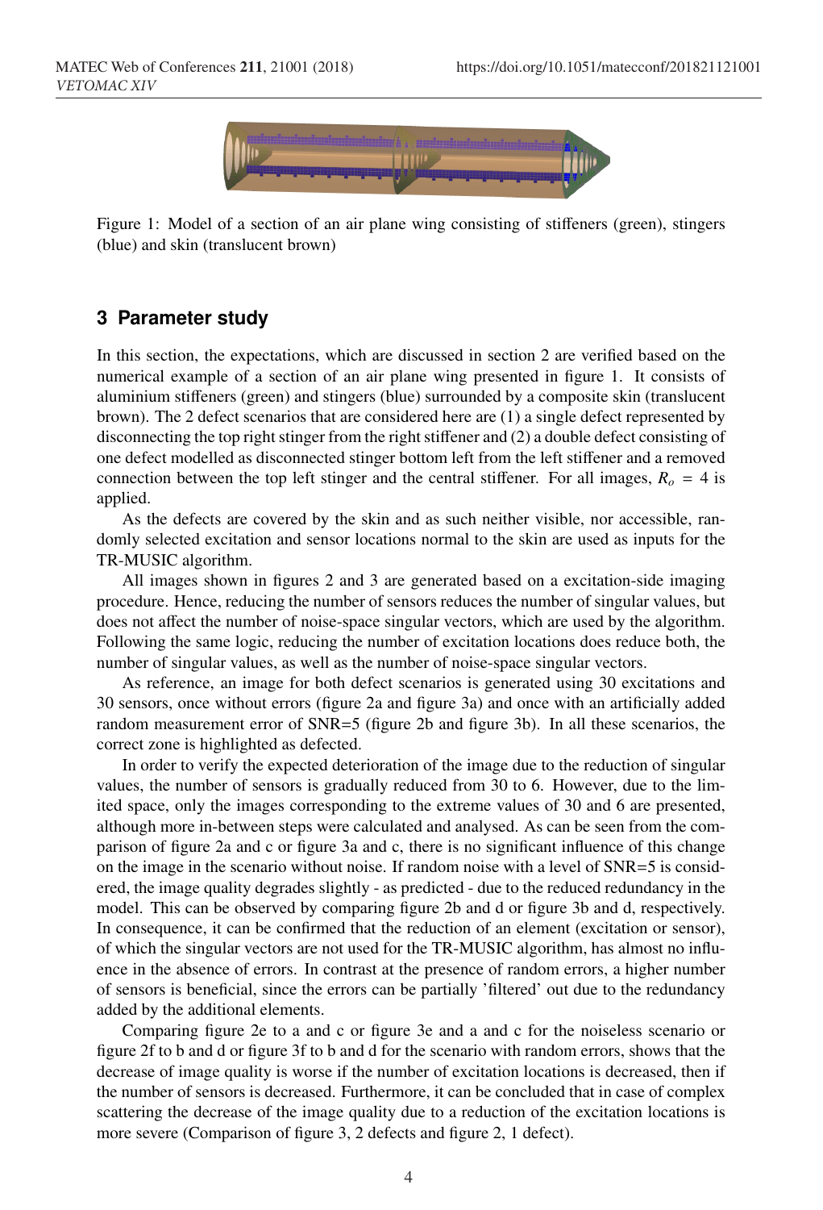Figure 1: Model of a section of an air plane wing consisting of stiffeners (green), stingers (blue) and skin (translucent brown)

## 3 Parameter study

In this section, the expectations, which are discussed in section 2 are verified based on the numerical example of a section of an air plane wing presented in figure 1. It consists of aluminium stiffeners (green) and stingers (blue) surrounded by a composite skin (translucent brown). The 2 defect scenarios that are considered here are (1) a single defect represented by disconnecting the top right stinger from the right stiffener and (2) a double defect consisting of one defect modelled as disconnected stinger bottom left from the left stiffener and a removed connection between the top left stinger and the central stiffener. For all images, $R_o = 4$ is applied.

As the defects are covered by the skin and as such neither visible, nor accessible, randomly selected excitation and sensor locations normal to the skin are used as inputs for the TR-MUSIC algorithm.

All images shown in figures 2 and 3 are generated based on a excitation-side imaging procedure. Hence, reducing the number of sensors reduces the number of singular values, but does not affect the number of noise-space singular vectors, which are used by the algorithm. Following the same logic, reducing the number of excitation locations does reduce both, the number of singular values, as well as the number of noise-space singular vectors.

As reference, an image for both defect scenarios is generated using 30 excitations and 30 sensors, once without errors (figure 2a and figure 3a) and once with an artificially added random measurement error of SNR=5 (figure 2b and figure 3b). In all these scenarios, the correct zone is highlighted as defected.

In order to verify the expected deterioration of the image due to the reduction of singular values, the number of sensors is gradually reduced from 30 to 6. However, due to the limited space, only the images corresponding to the extreme values of 30 and 6 are presented, although more in-between steps were calculated and analysed. As can be seen from the comparison of figure 2a and c or figure 3a and c, there is no significant influence of this change on the image in the scenario without noise. If random noise with a level of SNR=5 is considered, the image quality degrades slightly - as predicted - due to the reduced redundancy in the model. This can be observed by comparing figure 2b and d or figure 3b and d, respectively. In consequence, it can be confirmed that the reduction of an element (excitation or sensor), of which the singular vectors are not used for the TR-MUSIC algorithm, has almost no influence in the absence of errors. In contrast at the presence of random errors, a higher number of sensors is beneficial, since the errors can be partially 'filtered' out due to the redundancy added by the additional elements.

Comparing figure 2e to a and c or figure 3e and a and c for the noiseless scenario or figure 2f to b and d or figure 3f to b and d for the scenario with random errors, shows that the decrease of image quality is worse if the number of excitation locations is decreased, then if the number of sensors is decreased. Furthermore, it can be concluded that in case of complex scattering the decrease of the image quality due to a reduction of the excitation locations is more severe (Comparison of figure 3, 2 defects and figure 2, 1 defect).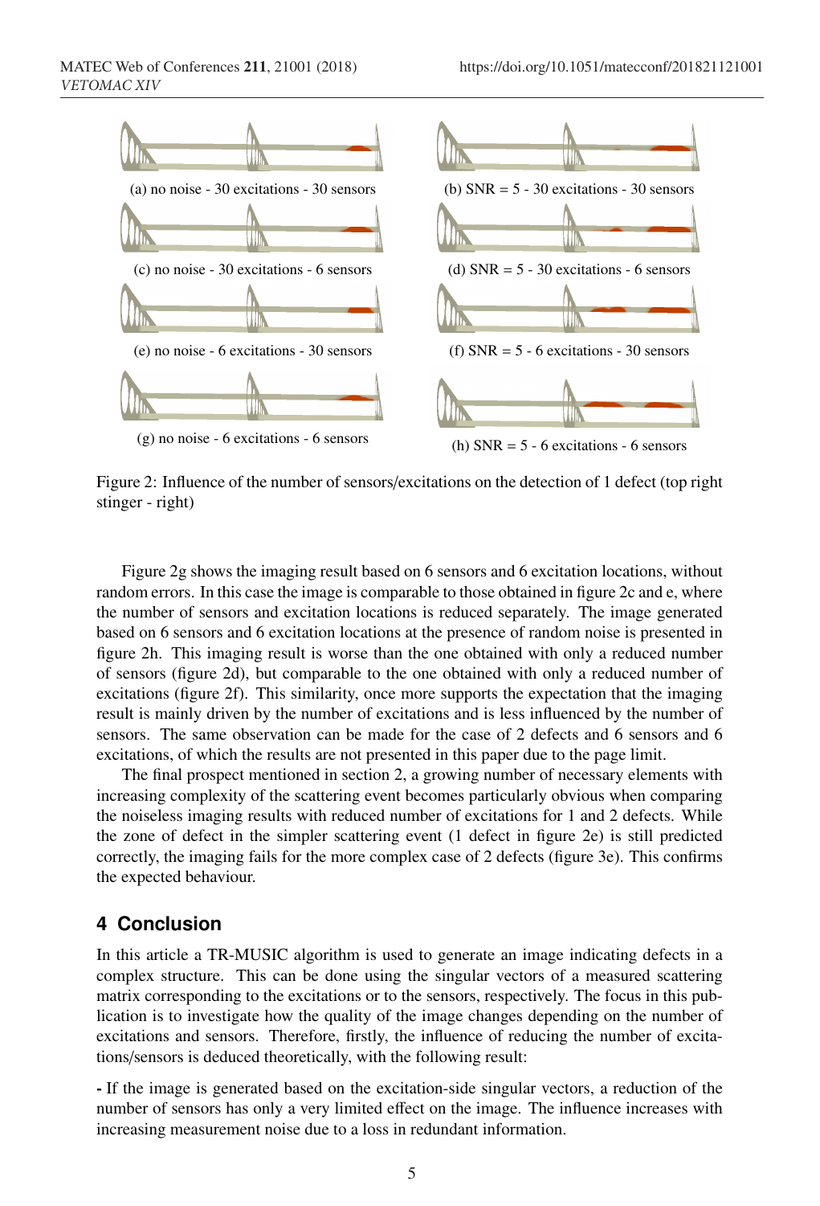(a) no noise - 30 excitations - 30 sensors

(b) SNR = 5 - 30 excitations - 30 sensors

(c) no noise - 30 excitations - 6 sensors

(d) SNR = 5 - 30 excitations - 6 sensors

(e) no noise - 6 excitations - 30 sensors

(f) SNR = 5 - 6 excitations - 30 sensors

(g) no noise - 6 excitations - 6 sensors

(h) SNR = 5 - 6 excitations - 6 sensors

Figure 2: Influence of the number of sensors/excitations on the detection of 1 defect (top right stinger - right)

Figure 2g shows the imaging result based on 6 sensors and 6 excitation locations, without random errors. In this case the image is comparable to those obtained in figure 2c and e, where the number of sensors and excitation locations is reduced separately. The image generated based on 6 sensors and 6 excitation locations at the presence of random noise is presented in figure 2h. This imaging result is worse than the one obtained with only a reduced number of sensors (figure 2d), but comparable to the one obtained with only a reduced number of excitations (figure 2f). This similarity, once more supports the expectation that the imaging result is mainly driven by the number of excitations and is less influenced by the number of sensors. The same observation can be made for the case of 2 defects and 6 sensors and 6 excitations, of which the results are not presented in this paper due to the page limit.

The final prospect mentioned in section 2, a growing number of necessary elements with increasing complexity of the scattering event becomes particularly obvious when comparing the noiseless imaging results with reduced number of excitations for 1 and 2 defects. While the zone of defect in the simpler scattering event (1 defect in figure 2e) is still predicted correctly, the imaging fails for the more complex case of 2 defects (figure 3e). This confirms the expected behaviour.

## 4 Conclusion

In this article a TR-MUSIC algorithm is used to generate an image indicating defects in a complex structure. This can be done using the singular vectors of a measured scattering matrix corresponding to the excitations or to the sensors, respectively. The focus in this publication is to investigate how the quality of the image changes depending on the number of excitations and sensors. Therefore, firstly, the influence of reducing the number of excitations/sensors is deduced theoretically, with the following result:

**-** If the image is generated based on the excitation-side singular vectors, a reduction of the number of sensors has only a very limited effect on the image. The influence increases with increasing measurement noise due to a loss in redundant information.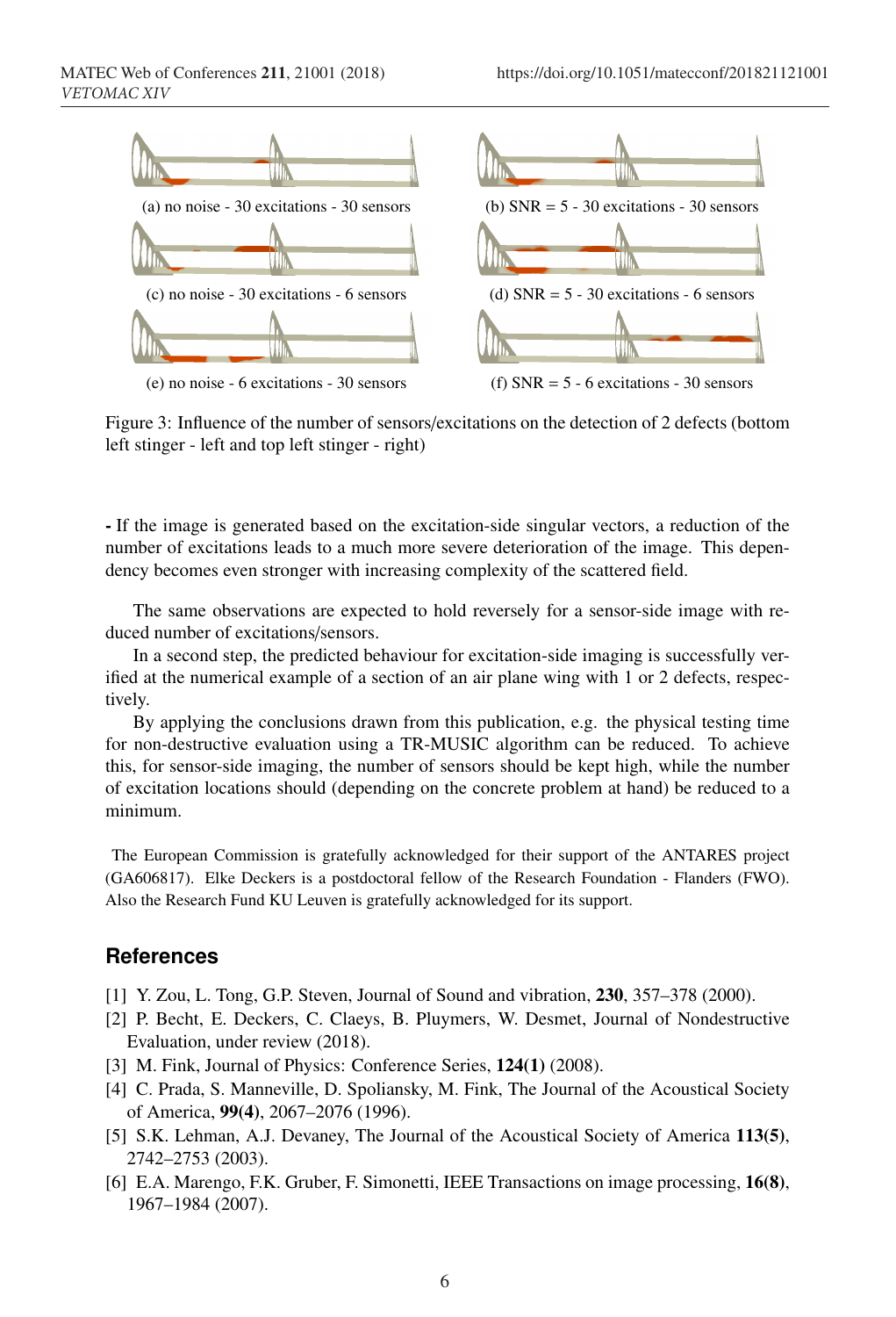(a) no noise - 30 excitations - 30 sensors

(b) SNR = 5 - 30 excitations - 30 sensors

(c) no noise - 30 excitations - 6 sensors

(d) SNR = 5 - 30 excitations - 6 sensors

(e) no noise - 6 excitations - 30 sensors

(f) SNR = 5 - 6 excitations - 30 sensors

Figure 3: Influence of the number of sensors/excitations on the detection of 2 defects (bottom left stinger - left and top left stinger - right)

**-** If the image is generated based on the excitation-side singular vectors, a reduction of the number of excitations leads to a much more severe deterioration of the image. This dependency becomes even stronger with increasing complexity of the scattered field.

The same observations are expected to hold reversely for a sensor-side image with reduced number of excitations/sensors.

In a second step, the predicted behaviour for excitation-side imaging is successfully verified at the numerical example of a section of an air plane wing with 1 or 2 defects, respectively.

By applying the conclusions drawn from this publication, e.g. the physical testing time for non-destructive evaluation using a TR-MUSIC algorithm can be reduced. To achieve this, for sensor-side imaging, the number of sensors should be kept high, while the number of excitation locations should (depending on the concrete problem at hand) be reduced to a minimum.

The European Commission is gratefully acknowledged for their support of the ANTARES project (GA606817). Elke Deckers is a postdoctoral fellow of the Research Foundation - Flanders (FWO). Also the Research Fund KU Leuven is gratefully acknowledged for its support.

## References

[1] Y. Zou, L. Tong, G.P. Steven, Journal of Sound and vibration, **230**, 357–378 (2000).

[2] P. Becht, E. Deckers, C. Claeys, B. Pluymers, W. Desmet, Journal of Nondestructive Evaluation, under review (2018).

[3] M. Fink, Journal of Physics: Conference Series, **124(1)** (2008).

[4] C. Prada, S. Manneville, D. Spoliansky, M. Fink, The Journal of the Acoustical Society of America, **99(4)**, 2067–2076 (1996).

[5] S.K. Lehman, A.J. Devaney, The Journal of the Acoustical Society of America **113(5)**, 2742–2753 (2003).

[6] E.A. Marengo, F.K. Gruber, F. Simonetti, IEEE Transactions on image processing, **16(8)**, 1967–1984 (2007).